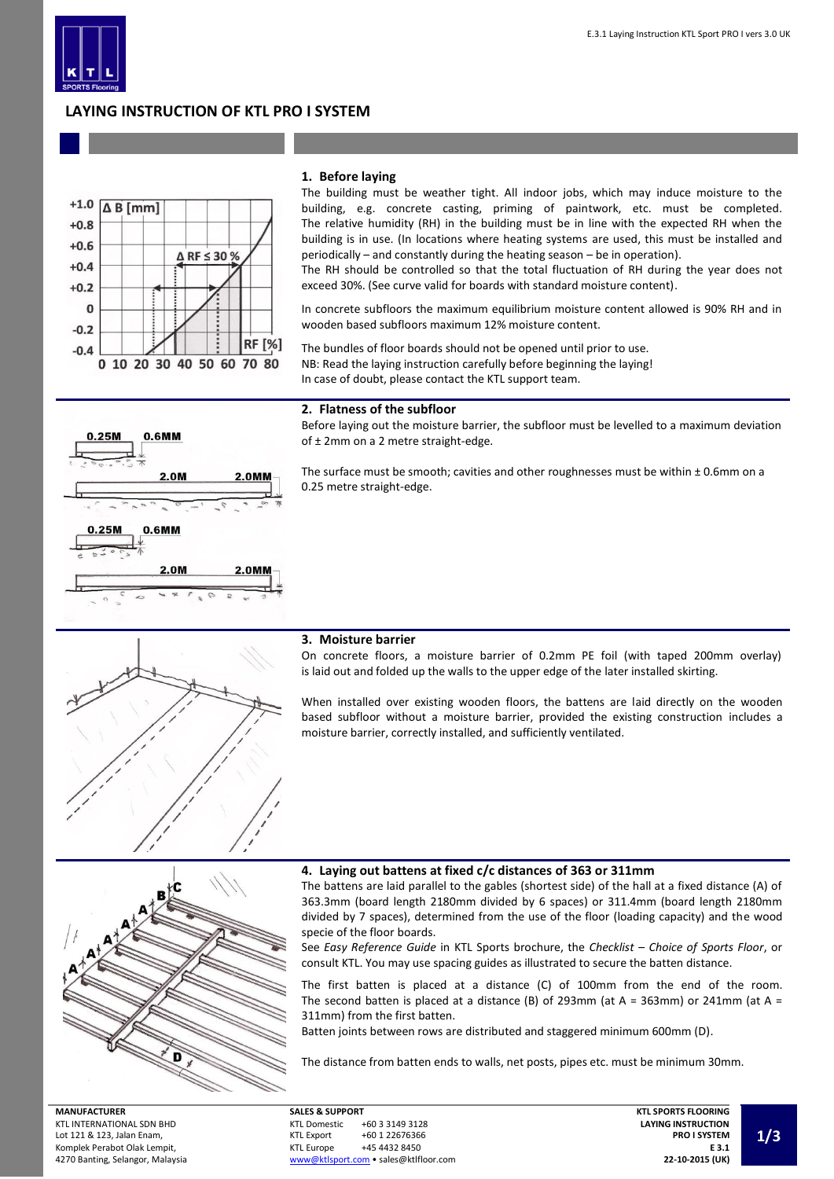# LAYING INSTRUCTION OF KTL PRO I SYSTEM

## 1. Before laying

The building must be weather tight. All indoor jobs, which may induce moisture to the building, e.g. concrete casting, priming of paintwork, etc. must be completed. The relative humidity (RH) in the building must be in line with the expected RH when the building is in use. (In locations where heating systems are used, this must be installed and periodically – and constantly during the heating season – be in operation).

The RH should be controlled so that the total fluctuation of RH during the year does not exceed 30%. (See curve valid for boards with standard moisture content).

In concrete subfloors the maximum equilibrium moisture content allowed is 90% RH and in wooden based subfloors maximum 12% moisture content.

The bundles of floor boards should not be opened until prior to use.
NB: Read the laying instruction carefully before beginning the laying!
In case of doubt, please contact the KTL support team.

## 2. Flatness of the subfloor

Before laying out the moisture barrier, the subfloor must be levelled to a maximum deviation of ± 2mm on a 2 metre straight-edge.

The surface must be smooth; cavities and other roughnesses must be within ± 0.6mm on a 0.25 metre straight-edge.

## 3. Moisture barrier

On concrete floors, a moisture barrier of 0.2mm PE foil (with taped 200mm overlay) is laid out and folded up the walls to the upper edge of the later installed skirting.

When installed over existing wooden floors, the battens are laid directly on the wooden based subfloor without a moisture barrier, provided the existing construction includes a moisture barrier, correctly installed, and sufficiently ventilated.

## 4. Laying out battens at fixed c/c distances of 363 or 311mm

The battens are laid parallel to the gables (shortest side) of the hall at a fixed distance (A) of 363.3mm (board length 2180mm divided by 6 spaces) or 311.4mm (board length 2180mm divided by 7 spaces), determined from the use of the floor (loading capacity) and the wood specie of the floor boards.

See *Easy Reference Guide* in KTL Sports brochure, the *Checklist – Choice of Sports Floor*, or consult KTL. You may use spacing guides as illustrated to secure the batten distance.

The first batten is placed at a distance (C) of 100mm from the end of the room. The second batten is placed at a distance (B) of 293mm (at A = 363mm) or 241mm (at A = 311mm) from the first batten.

Batten joints between rows are distributed and staggered minimum 600mm (D).

The distance from batten ends to walls, net posts, pipes etc. must be minimum 30mm.

**MANUFACTURER**
KTL INTERNATIONAL SDN BHD
Lot 121 & 123, Jalan Enam,
Komplek Perabot Olak Lempit,
4270 Banting, Selangor, Malaysia

**SALES & SUPPORT**

| | |
|---|---|
| KTL Domestic | +60 3 3149 3128 |
| KTL Export | +60 1 22676366 |
| KTL Europe | +45 4432 8450 |

www@ktlsport.com • sales@ktlfloor.com

**KTL SPORTS FLOORING**
**LAYING INSTRUCTION**
**PRO I SYSTEM**
**E 3.1**
**22-10-2015 (UK)**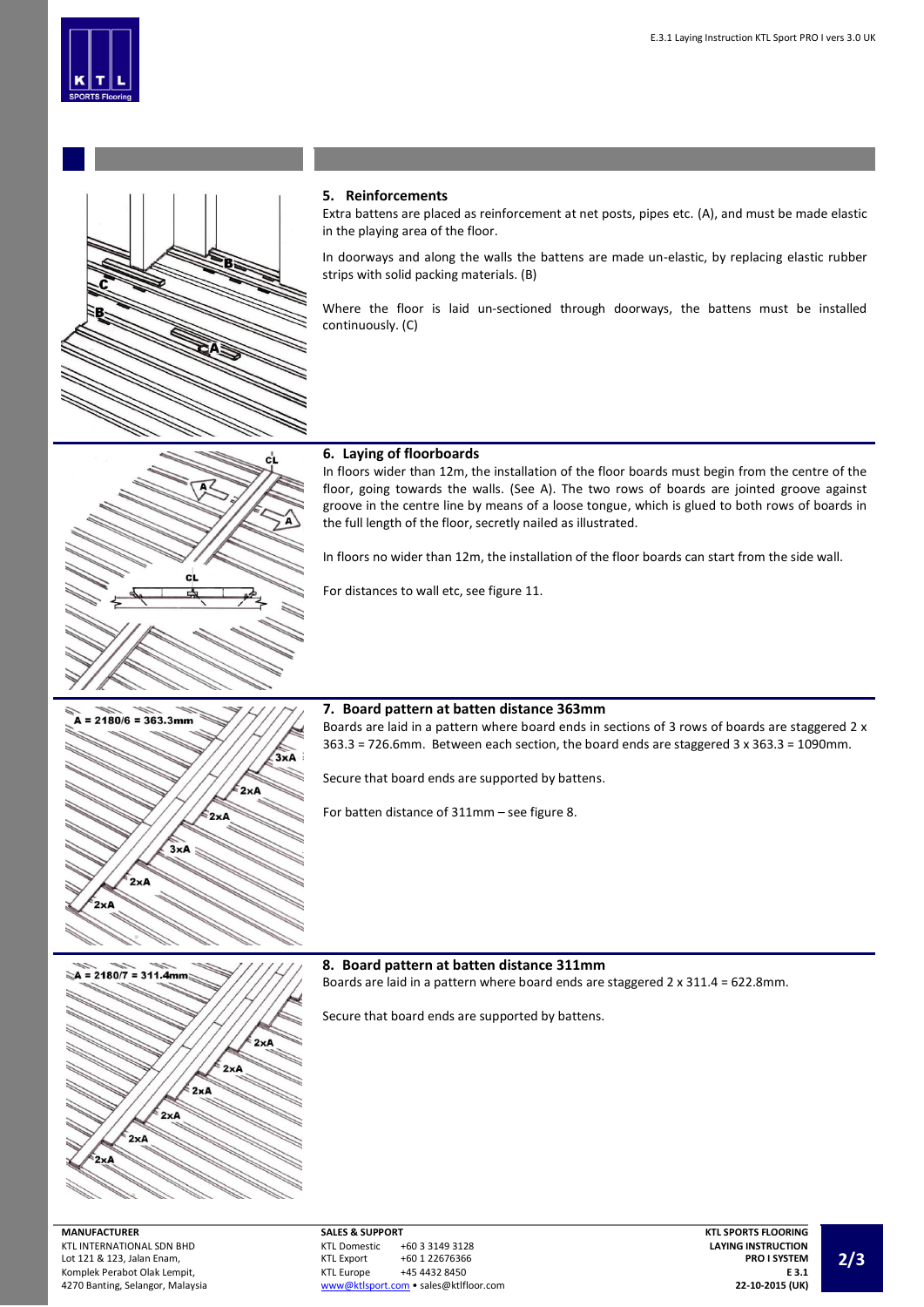## 5. Reinforcements

Extra battens are placed as reinforcement at net posts, pipes etc. (A), and must be made elastic in the playing area of the floor.

In doorways and along the walls the battens are made un-elastic, by replacing elastic rubber strips with solid packing materials. (B)

Where the floor is laid un-sectioned through doorways, the battens must be installed continuously. (C)

## 6. Laying of floorboards

In floors wider than 12m, the installation of the floor boards must begin from the centre of the floor, going towards the walls. (See A). The two rows of boards are jointed groove against groove in the centre line by means of a loose tongue, which is glued to both rows of boards in the full length of the floor, secretly nailed as illustrated.

In floors no wider than 12m, the installation of the floor boards can start from the side wall.

For distances to wall etc, see figure 11.

## 7. Board pattern at batten distance 363mm

Boards are laid in a pattern where board ends in sections of 3 rows of boards are staggered 2 x 363.3 = 726.6mm. Between each section, the board ends are staggered 3 x 363.3 = 1090mm.

Secure that board ends are supported by battens.

For batten distance of 311mm – see figure 8.

## 8. Board pattern at batten distance 311mm

Boards are laid in a pattern where board ends are staggered 2 x 311.4 = 622.8mm.

Secure that board ends are supported by battens.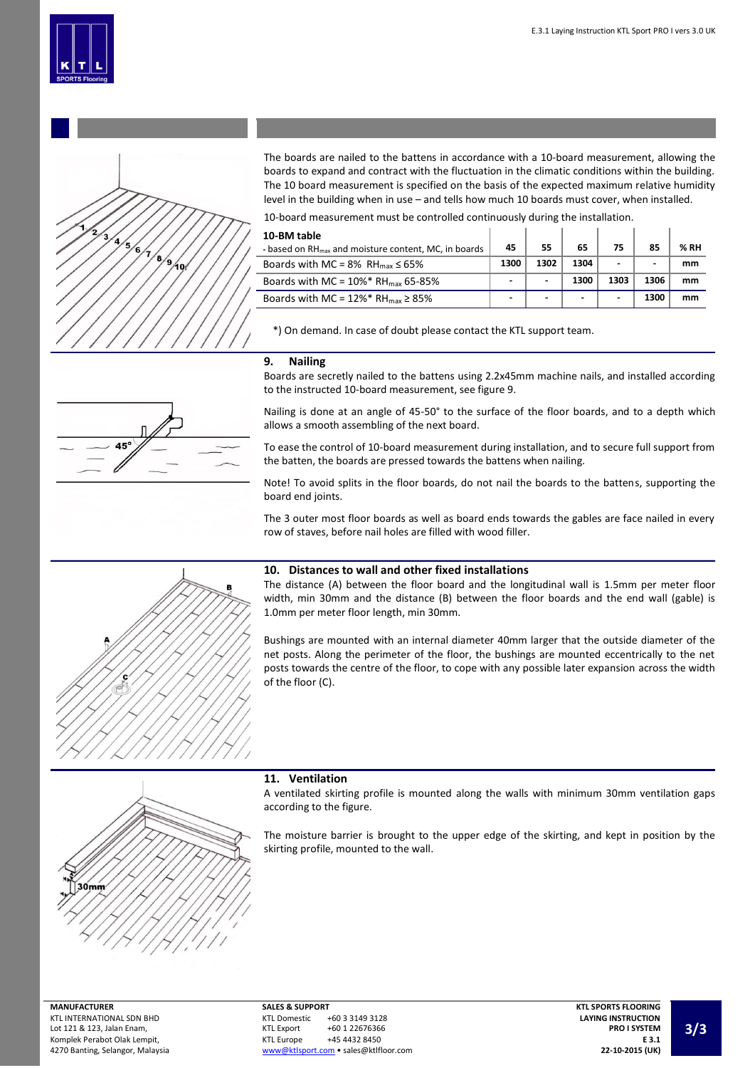The boards are nailed to the battens in accordance with a 10-board measurement, allowing the boards to expand and contract with the fluctuation in the climatic conditions within the building. The 10 board measurement is specified on the basis of the expected maximum relative humidity level in the building when in use – and tells how much 10 boards must cover, when installed.

10-board measurement must be controlled continuously during the installation.

| 10-BM table<br>- based on $RH_{max}$ and moisture content, MC, in boards | 45 | 55 | 65 | 75 | 85 | % RH |
|---|---|---|---|---|---|---|
| Boards with MC = 8% $RH_{max} \leq 65\%$ | 1300 | 1302 | 1304 | - | - | mm |
| Boards with MC = 10%* $RH_{max}$ 65-85% | - | - | 1300 | 1303 | 1306 | mm |
| Boards with MC = 12%* $RH_{max} \geq 85\%$ | - | - | - | - | 1300 | mm |

*) On demand. In case of doubt please contact the KTL support team.

## 9. Nailing

Boards are secretly nailed to the battens using 2.2x45mm machine nails, and installed according to the instructed 10-board measurement, see figure 9.

Nailing is done at an angle of 45-50° to the surface of the floor boards, and to a depth which allows a smooth assembling of the next board.

To ease the control of 10-board measurement during installation, and to secure full support from the batten, the boards are pressed towards the battens when nailing.

Note! To avoid splits in the floor boards, do not nail the boards to the battens, supporting the board end joints.

The 3 outer most floor boards as well as board ends towards the gables are face nailed in every row of staves, before nail holes are filled with wood filler.

## 10. Distances to wall and other fixed installations

The distance (A) between the floor board and the longitudinal wall is 1.5mm per meter floor width, min 30mm and the distance (B) between the floor boards and the end wall (gable) is 1.0mm per meter floor length, min 30mm.

Bushings are mounted with an internal diameter 40mm larger that the outside diameter of the net posts. Along the perimeter of the floor, the bushings are mounted eccentrically to the net posts towards the centre of the floor, to cope with any possible later expansion across the width of the floor (C).

## 11. Ventilation

A ventilated skirting profile is mounted along the walls with minimum 30mm ventilation gaps according to the figure.

The moisture barrier is brought to the upper edge of the skirting, and kept in position by the skirting profile, mounted to the wall.

**MANUFACTURER**
KTL INTERNATIONAL SDN BHD
Lot 121 & 123, Jalan Enam,
Komplek Perabot Olak Lempit,
4270 Banting, Selangor, Malaysia

**SALES & SUPPORT**
KTL Domestic +60 3 3149 3128
KTL Export +60 1 22676366
KTL Europe +45 4432 8450
www@ktlsport.com • sales@ktlfloor.com

**KTL SPORTS FLOORING**
**LAYING INSTRUCTION**
**PRO I SYSTEM**
**E 3.1**
**22-10-2015 (UK)**